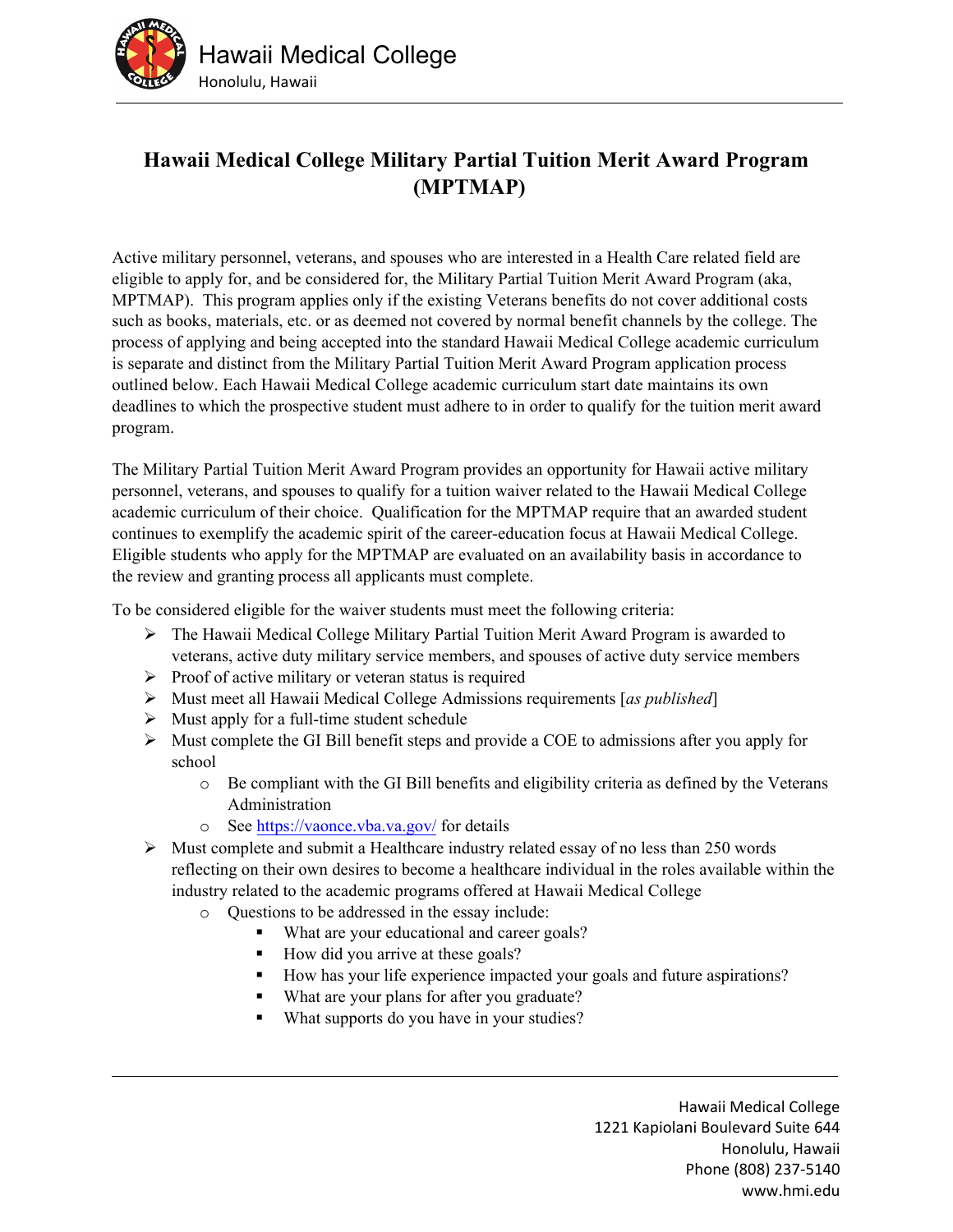Hawaii Medical College

Honolulu, Hawaii

# Hawaii Medical College Military Partial Tuition Merit Award Program (MPTMAP)

Active military personnel, veterans, and spouses who are interested in a Health Care related field are eligible to apply for, and be considered for, the Military Partial Tuition Merit Award Program (aka, MPTMAP). This program applies only if the existing Veterans benefits do not cover additional costs such as books, materials, etc. or as deemed not covered by normal benefit channels by the college. The process of applying and being accepted into the standard Hawaii Medical College academic curriculum is separate and distinct from the Military Partial Tuition Merit Award Program application process outlined below. Each Hawaii Medical College academic curriculum start date maintains its own deadlines to which the prospective student must adhere to in order to qualify for the tuition merit award program.

The Military Partial Tuition Merit Award Program provides an opportunity for Hawaii active military personnel, veterans, and spouses to qualify for a tuition waiver related to the Hawaii Medical College academic curriculum of their choice. Qualification for the MPTMAP require that an awarded student continues to exemplify the academic spirit of the career-education focus at Hawaii Medical College. Eligible students who apply for the MPTMAP are evaluated on an availability basis in accordance to the review and granting process all applicants must complete.

To be considered eligible for the waiver students must meet the following criteria:

- The Hawaii Medical College Military Partial Tuition Merit Award Program is awarded to veterans, active duty military service members, and spouses of active duty service members
- Proof of active military or veteran status is required
- Must meet all Hawaii Medical College Admissions requirements [*as published*]
- Must apply for a full-time student schedule
- Must complete the GI Bill benefit steps and provide a COE to admissions after you apply for school
    - Be compliant with the GI Bill benefits and eligibility criteria as defined by the Veterans Administration
    - See https://vaonce.vba.va.gov/ for details
- Must complete and submit a Healthcare industry related essay of no less than 250 words reflecting on their own desires to become a healthcare individual in the roles available within the industry related to the academic programs offered at Hawaii Medical College
    - Questions to be addressed in the essay include:
        - What are your educational and career goals?
        - How did you arrive at these goals?
        - How has your life experience impacted your goals and future aspirations?
        - What are your plans for after you graduate?
        - What supports do you have in your studies?

Hawaii Medical College
1221 Kapiolani Boulevard Suite 644
Honolulu, Hawaii
Phone (808) 237-5140
www.hmi.edu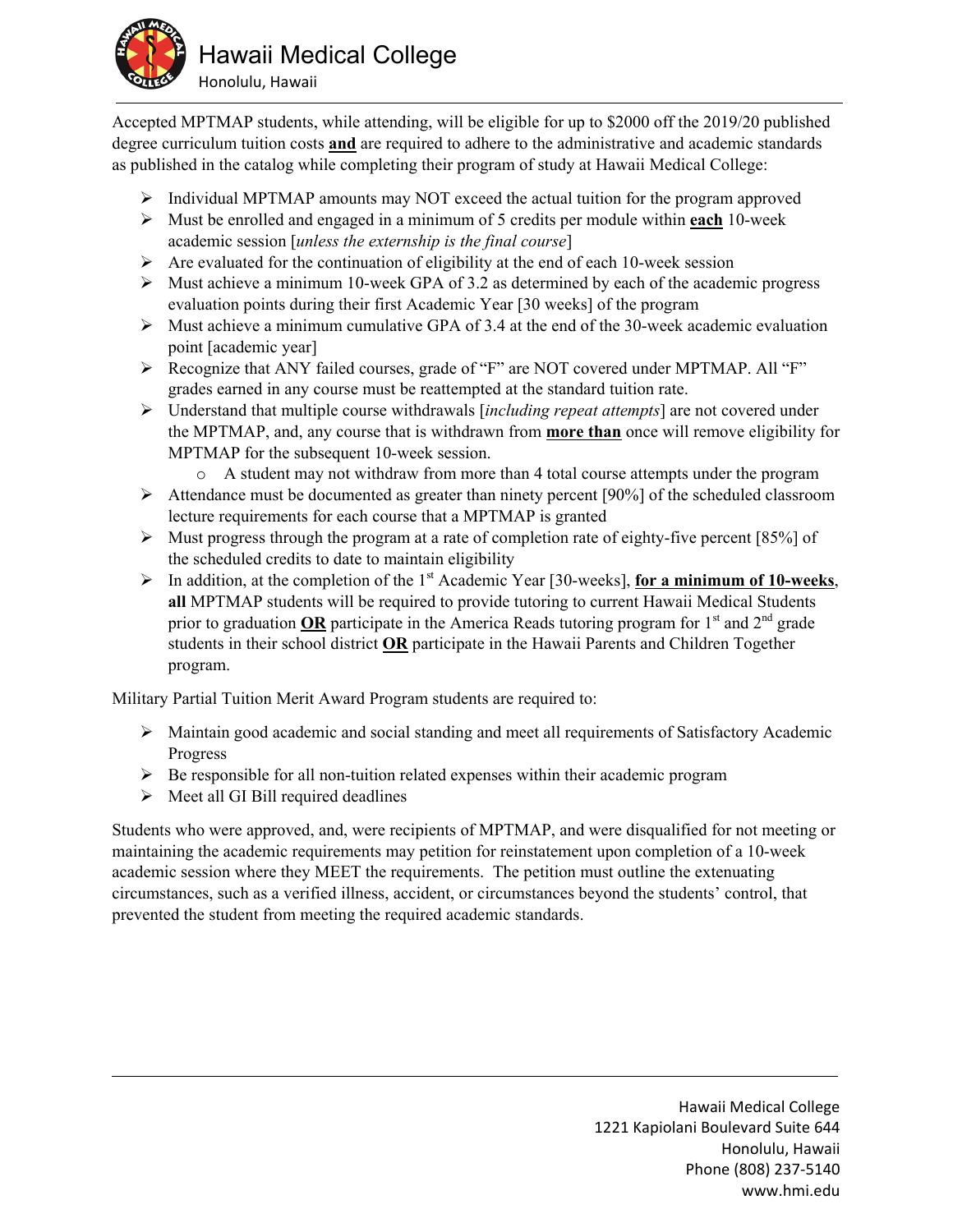Accepted MPTMAP students, while attending, will be eligible for up to $2000 off the 2019/20 published degree curriculum tuition costs **and** are required to adhere to the administrative and academic standards as published in the catalog while completing their program of study at Hawaii Medical College:

- Individual MPTMAP amounts may NOT exceed the actual tuition for the program approved
- Must be enrolled and engaged in a minimum of 5 credits per module within **each** 10-week academic session [*unless the externship is the final course*]
- Are evaluated for the continuation of eligibility at the end of each 10-week session
- Must achieve a minimum 10-week GPA of 3.2 as determined by each of the academic progress evaluation points during their first Academic Year [30 weeks] of the program
- Must achieve a minimum cumulative GPA of 3.4 at the end of the 30-week academic evaluation point [academic year]
- Recognize that ANY failed courses, grade of "F" are NOT covered under MPTMAP. All "F" grades earned in any course must be reattempted at the standard tuition rate.
- Understand that multiple course withdrawals [*including repeat attempts*] are not covered under the MPTMAP, and, any course that is withdrawn from **more than** once will remove eligibility for MPTMAP for the subsequent 10-week session.
  - A student may not withdraw from more than 4 total course attempts under the program
- Attendance must be documented as greater than ninety percent [90%] of the scheduled classroom lecture requirements for each course that a MPTMAP is granted
- Must progress through the program at a rate of completion rate of eighty-five percent [85%] of the scheduled credits to date to maintain eligibility
- In addition, at the completion of the 1st Academic Year [30-weeks], **for a minimum of 10-weeks**, **all** MPTMAP students will be required to provide tutoring to current Hawaii Medical Students prior to graduation **OR** participate in the America Reads tutoring program for 1st and 2nd grade students in their school district **OR** participate in the Hawaii Parents and Children Together program.

Military Partial Tuition Merit Award Program students are required to:

- Maintain good academic and social standing and meet all requirements of Satisfactory Academic Progress
- Be responsible for all non-tuition related expenses within their academic program
- Meet all GI Bill required deadlines

Students who were approved, and, were recipients of MPTMAP, and were disqualified for not meeting or maintaining the academic requirements may petition for reinstatement upon completion of a 10-week academic session where they MEET the requirements. The petition must outline the extenuating circumstances, such as a verified illness, accident, or circumstances beyond the students' control, that prevented the student from meeting the required academic standards.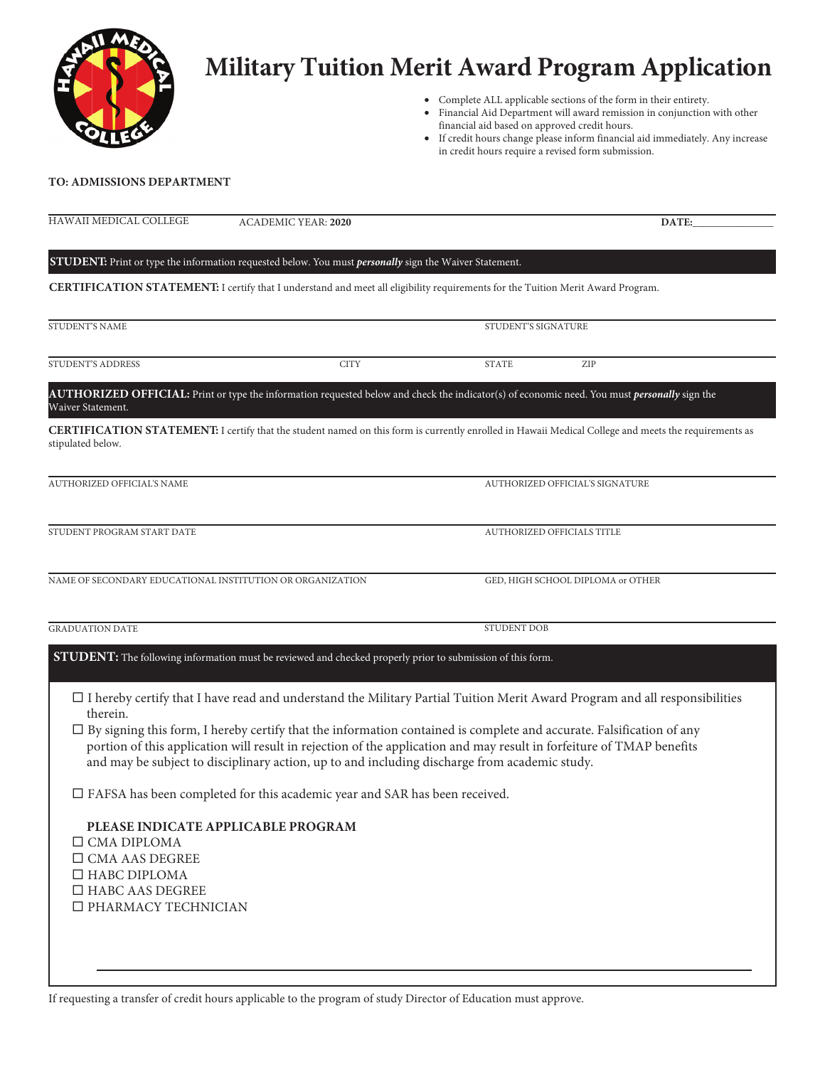# Military Tuition Merit Award Program Application

- Complete ALL applicable sections of the form in their entirety.
- Financial Aid Department will award remission in conjunction with other financial aid based on approved credit hours.
- If credit hours change please inform financial aid immediately. Any increase in credit hours require a revised form submission.

**TO: ADMISSIONS DEPARTMENT**

HAWAII MEDICAL COLLEGE ACADEMIC YEAR: **2020** **DATE:**_______________

**STUDENT:** Print or type the information requested below. You must ***personally*** sign the Waiver Statement.

**CERTIFICATION STATEMENT:** I certify that I understand and meet all eligibility requirements for the Tuition Merit Award Program.

STUDENT'S NAME STUDENT'S SIGNATURE

STUDENT'S ADDRESS CITY STATE ZIP

**AUTHORIZED OFFICIAL:** Print or type the information requested below and check the indicator(s) of economic need. You must ***personally*** sign the Waiver Statement.

**CERTIFICATION STATEMENT:** I certify that the student named on this form is currently enrolled in Hawaii Medical College and meets the requirements as stipulated below.

AUTHORIZED OFFICIAL'S NAME AUTHORIZED OFFICIAL'S SIGNATURE

STUDENT PROGRAM START DATE AUTHORIZED OFFICIALS TITLE

NAME OF SECONDARY EDUCATIONAL INSTITUTION OR ORGANIZATION GED, HIGH SCHOOL DIPLOMA or OTHER

GRADUATION DATE STUDENT DOB

**STUDENT:** The following information must be reviewed and checked properly prior to submission of this form.

☐ I hereby certify that I have read and understand the Military Partial Tuition Merit Award Program and all responsibilities therein.

☐ By signing this form, I hereby certify that the information contained is complete and accurate. Falsification of any portion of this application will result in rejection of the application and may result in forfeiture of TMAP benefits and may be subject to disciplinary action, up to and including discharge from academic study.

☐ FAFSA has been completed for this academic year and SAR has been received.

**PLEASE INDICATE APPLICABLE PROGRAM**

☐ CMA DIPLOMA
☐ CMA AAS DEGREE
☐ HABC DIPLOMA
☐ HABC AAS DEGREE
☐ PHARMACY TECHNICIAN

If requesting a transfer of credit hours applicable to the program of study Director of Education must approve.